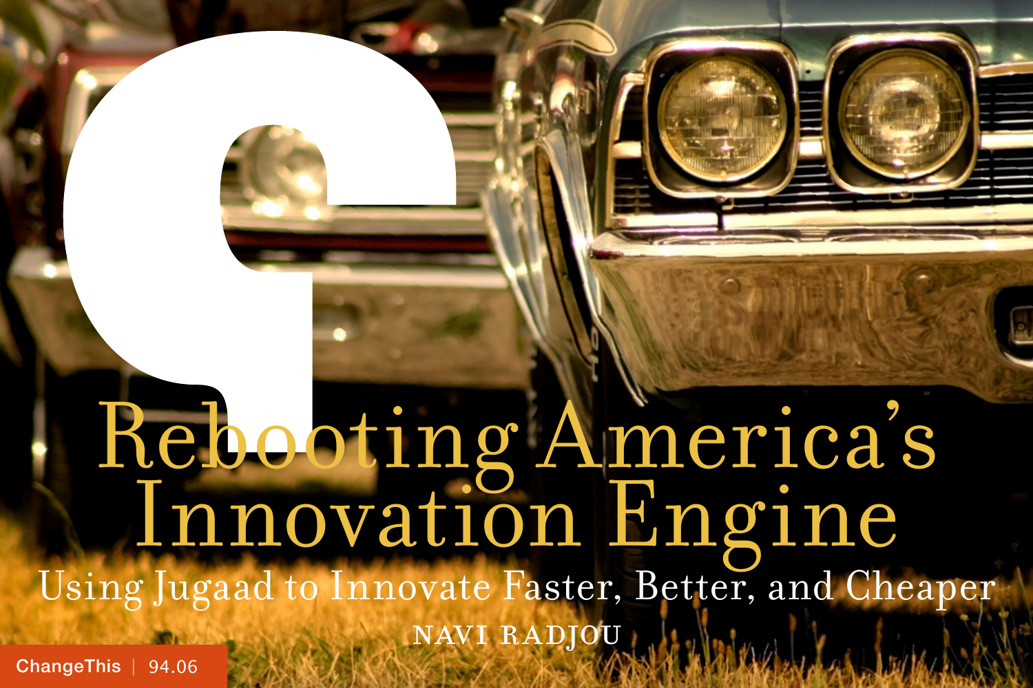# Rebooting America's Innovation Engine

## Using Jugaad to Innovate Faster, Better, and Cheaper

NAVI RADJOU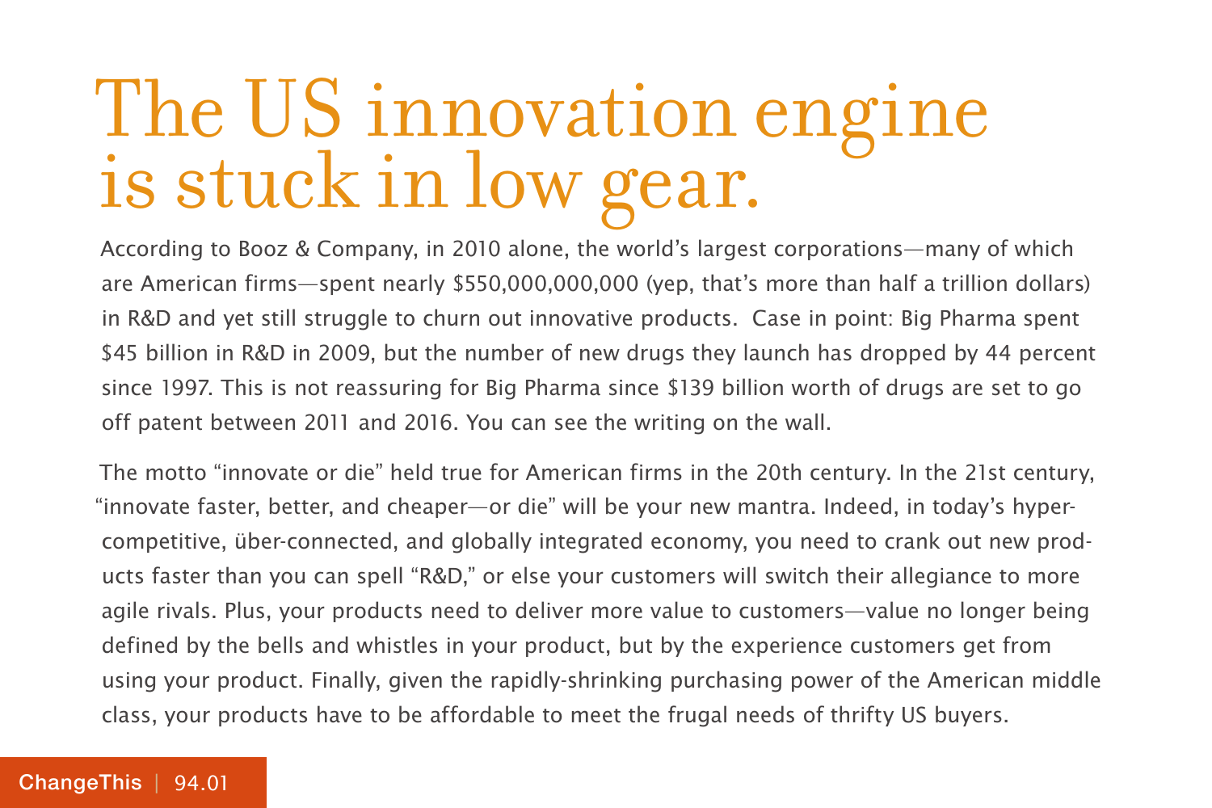# The US innovation engine is stuck in low gear.

According to Booz & Company, in 2010 alone, the world's largest corporations—many of which are American firms—spent nearly $550,000,000,000 (yep, that's more than half a trillion dollars) in R&D and yet still struggle to churn out innovative products. Case in point: Big Pharma spent $45 billion in R&D in 2009, but the number of new drugs they launch has dropped by 44 percent since 1997. This is not reassuring for Big Pharma since $139 billion worth of drugs are set to go off patent between 2011 and 2016. You can see the writing on the wall.

The motto "innovate or die" held true for American firms in the 20th century. In the 21st century, "innovate faster, better, and cheaper—or die" will be your new mantra. Indeed, in today's hyper-competitive, über-connected, and globally integrated economy, you need to crank out new products faster than you can spell "R&D," or else your customers will switch their allegiance to more agile rivals. Plus, your products need to deliver more value to customers—value no longer being defined by the bells and whistles in your product, but by the experience customers get from using your product. Finally, given the rapidly-shrinking purchasing power of the American middle class, your products have to be affordable to meet the frugal needs of thrifty US buyers.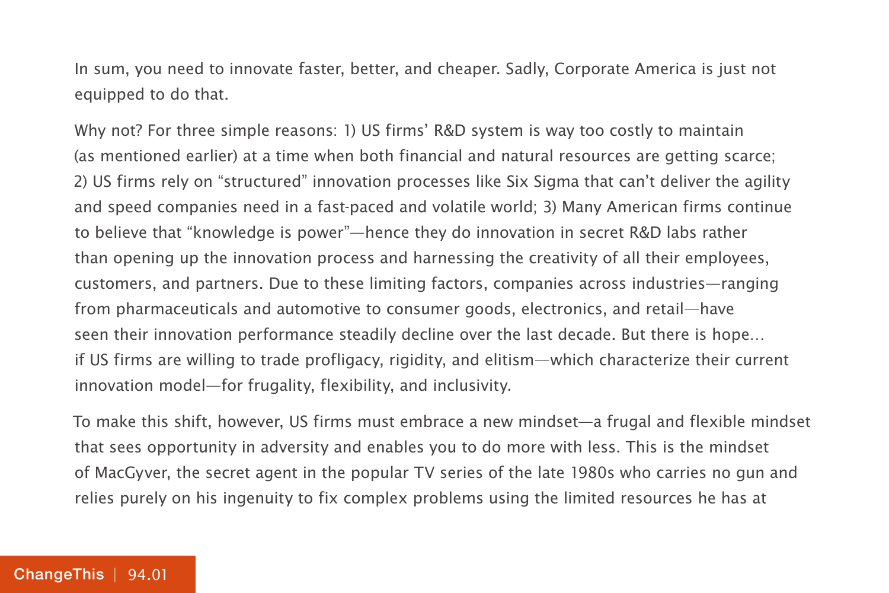In sum, you need to innovate faster, better, and cheaper. Sadly, Corporate America is just not equipped to do that.

Why not? For three simple reasons: 1) US firms' R&D system is way too costly to maintain (as mentioned earlier) at a time when both financial and natural resources are getting scarce; 2) US firms rely on "structured" innovation processes like Six Sigma that can't deliver the agility and speed companies need in a fast-paced and volatile world; 3) Many American firms continue to believe that "knowledge is power"—hence they do innovation in secret R&D labs rather than opening up the innovation process and harnessing the creativity of all their employees, customers, and partners. Due to these limiting factors, companies across industries—ranging from pharmaceuticals and automotive to consumer goods, electronics, and retail—have seen their innovation performance steadily decline over the last decade. But there is hope… if US firms are willing to trade profligacy, rigidity, and elitism—which characterize their current innovation model—for frugality, flexibility, and inclusivity.

To make this shift, however, US firms must embrace a new mindset—a frugal and flexible mindset that sees opportunity in adversity and enables you to do more with less. This is the mindset of MacGyver, the secret agent in the popular TV series of the late 1980s who carries no gun and relies purely on his ingenuity to fix complex problems using the limited resources he has at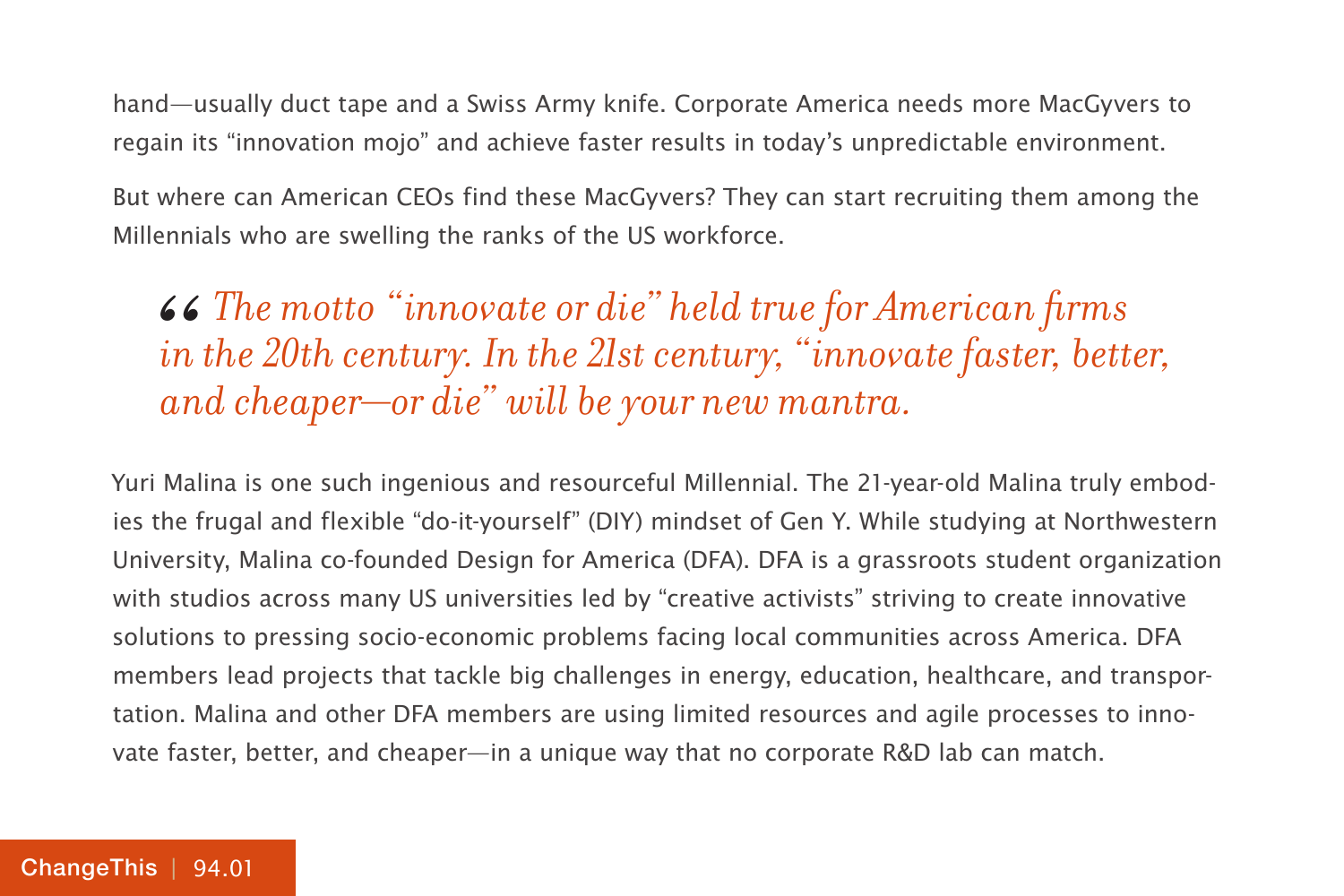hand—usually duct tape and a Swiss Army knife. Corporate America needs more MacGyvers to regain its "innovation mojo" and achieve faster results in today's unpredictable environment.

But where can American CEOs find these MacGyvers? They can start recruiting them among the Millennials who are swelling the ranks of the US workforce.

> *"The motto "innovate or die" held true for American firms in the 20th century. In the 21st century, "innovate faster, better, and cheaper—or die" will be your new mantra.*

Yuri Malina is one such ingenious and resourceful Millennial. The 21-year-old Malina truly embodies the frugal and flexible "do-it-yourself" (DIY) mindset of Gen Y. While studying at Northwestern University, Malina co-founded Design for America (DFA). DFA is a grassroots student organization with studios across many US universities led by "creative activists" striving to create innovative solutions to pressing socio-economic problems facing local communities across America. DFA members lead projects that tackle big challenges in energy, education, healthcare, and transportation. Malina and other DFA members are using limited resources and agile processes to innovate faster, better, and cheaper—in a unique way that no corporate R&D lab can match.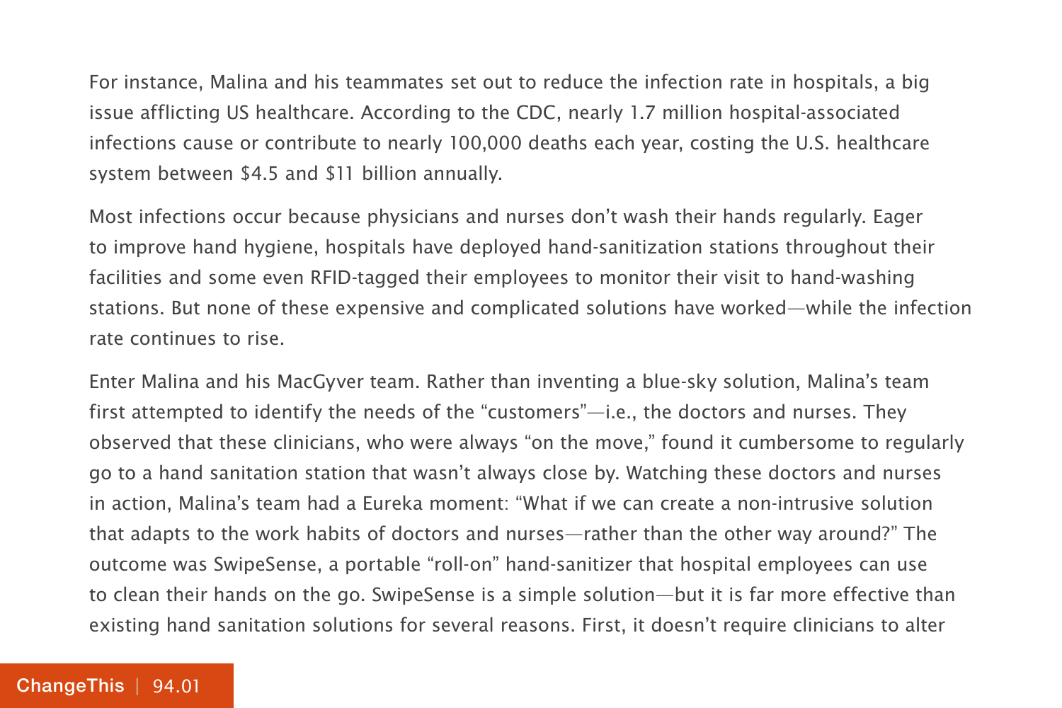For instance, Malina and his teammates set out to reduce the infection rate in hospitals, a big issue afflicting US healthcare. According to the CDC, nearly 1.7 million hospital-associated infections cause or contribute to nearly 100,000 deaths each year, costing the U.S. healthcare system between $4.5 and $11 billion annually.

Most infections occur because physicians and nurses don't wash their hands regularly. Eager to improve hand hygiene, hospitals have deployed hand-sanitization stations throughout their facilities and some even RFID-tagged their employees to monitor their visit to hand-washing stations. But none of these expensive and complicated solutions have worked—while the infection rate continues to rise.

Enter Malina and his MacGyver team. Rather than inventing a blue-sky solution, Malina's team first attempted to identify the needs of the "customers"—i.e., the doctors and nurses. They observed that these clinicians, who were always "on the move," found it cumbersome to regularly go to a hand sanitation station that wasn't always close by. Watching these doctors and nurses in action, Malina's team had a Eureka moment: "What if we can create a non-intrusive solution that adapts to the work habits of doctors and nurses—rather than the other way around?" The outcome was SwipeSense, a portable "roll-on" hand-sanitizer that hospital employees can use to clean their hands on the go. SwipeSense is a simple solution—but it is far more effective than existing hand sanitation solutions for several reasons. First, it doesn't require clinicians to alter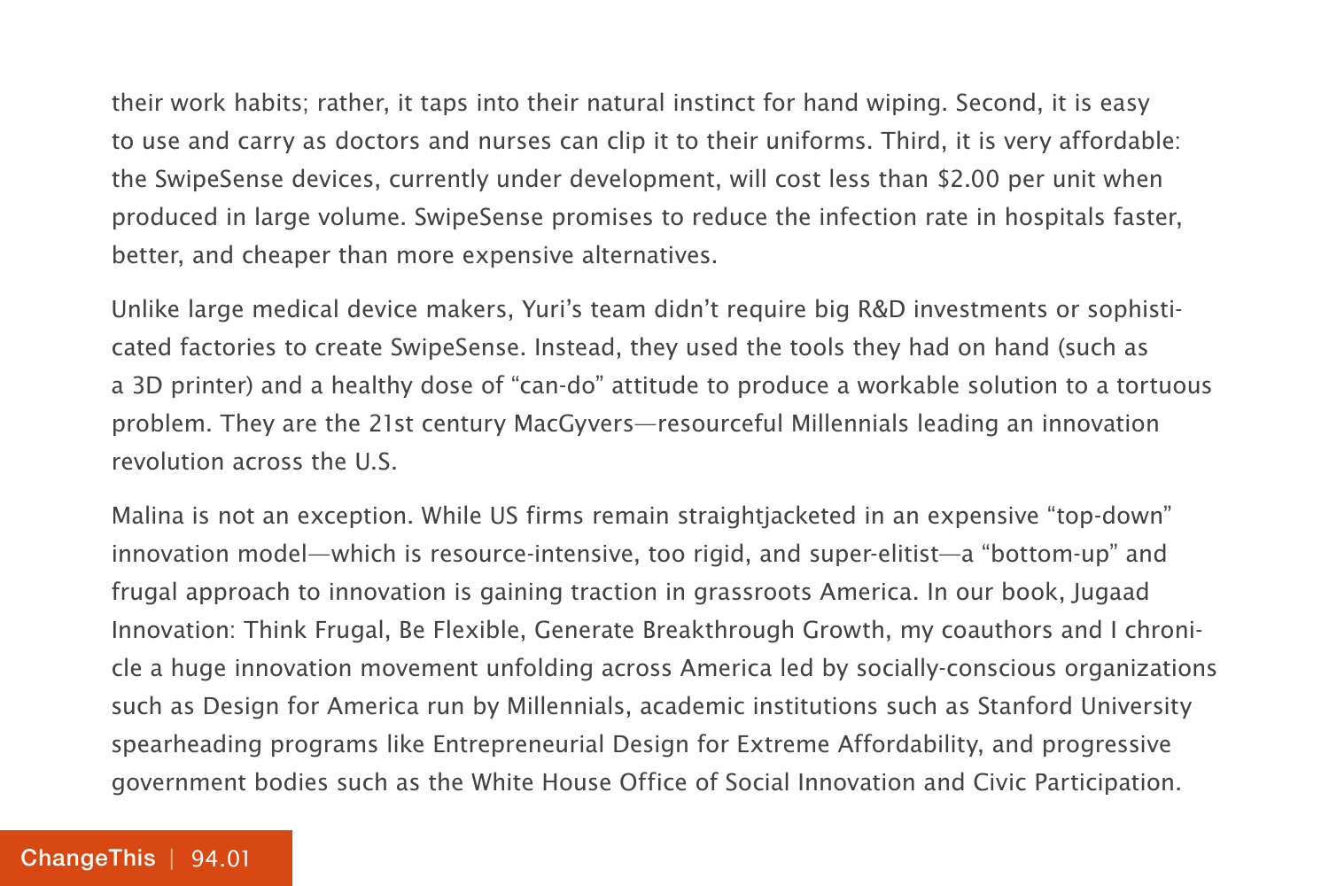their work habits; rather, it taps into their natural instinct for hand wiping. Second, it is easy to use and carry as doctors and nurses can clip it to their uniforms. Third, it is very affordable: the SwipeSense devices, currently under development, will cost less than $2.00 per unit when produced in large volume. SwipeSense promises to reduce the infection rate in hospitals faster, better, and cheaper than more expensive alternatives.

Unlike large medical device makers, Yuri's team didn't require big R&D investments or sophisticated factories to create SwipeSense. Instead, they used the tools they had on hand (such as a 3D printer) and a healthy dose of "can-do" attitude to produce a workable solution to a tortuous problem. They are the 21st century MacGyvers—resourceful Millennials leading an innovation revolution across the U.S.

Malina is not an exception. While US firms remain straightjacketed in an expensive "top-down" innovation model—which is resource-intensive, too rigid, and super-elitist—a "bottom-up" and frugal approach to innovation is gaining traction in grassroots America. In our book, Jugaad Innovation: Think Frugal, Be Flexible, Generate Breakthrough Growth, my coauthors and I chronicle a huge innovation movement unfolding across America led by socially-conscious organizations such as Design for America run by Millennials, academic institutions such as Stanford University spearheading programs like Entrepreneurial Design for Extreme Affordability, and progressive government bodies such as the White House Office of Social Innovation and Civic Participation.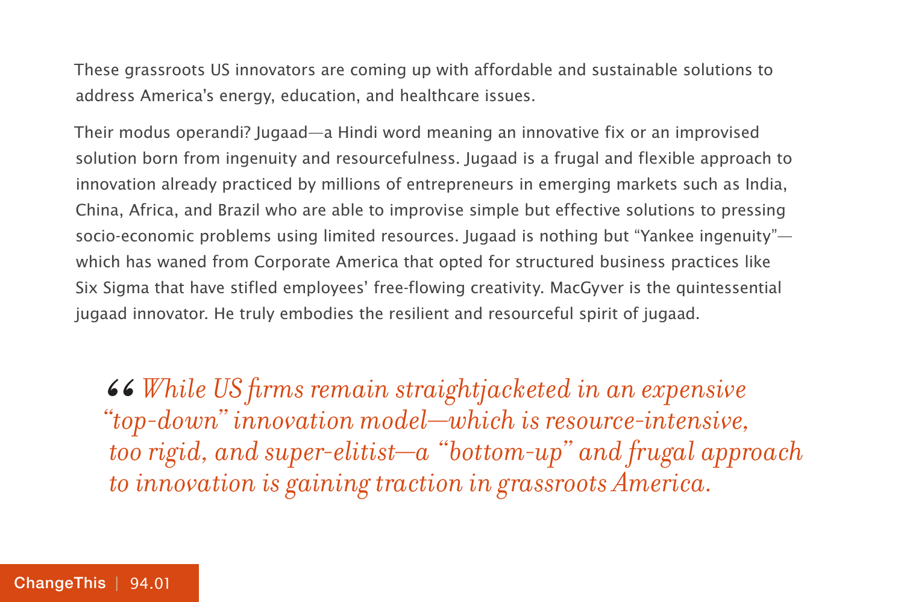These grassroots US innovators are coming up with affordable and sustainable solutions to address America's energy, education, and healthcare issues.

Their modus operandi? Jugaad—a Hindi word meaning an innovative fix or an improvised solution born from ingenuity and resourcefulness. Jugaad is a frugal and flexible approach to innovation already practiced by millions of entrepreneurs in emerging markets such as India, China, Africa, and Brazil who are able to improvise simple but effective solutions to pressing socio-economic problems using limited resources. Jugaad is nothing but "Yankee ingenuity"—which has waned from Corporate America that opted for structured business practices like Six Sigma that have stifled employees' free-flowing creativity. MacGyver is the quintessential jugaad innovator. He truly embodies the resilient and resourceful spirit of jugaad.

> *"While US firms remain straightjacketed in an expensive "top-down" innovation model—which is resource-intensive, too rigid, and super-elitist—a "bottom-up" and frugal approach to innovation is gaining traction in grassroots America.*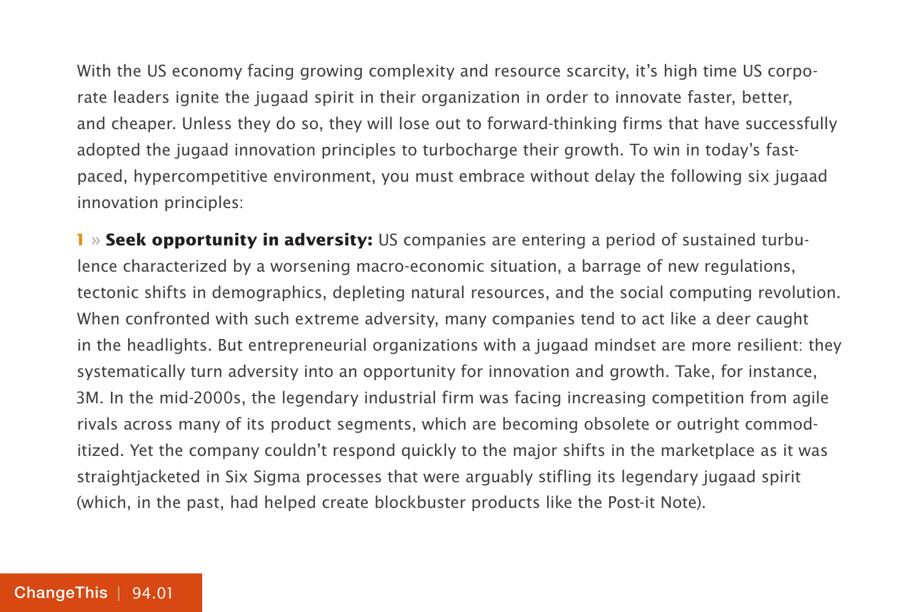With the US economy facing growing complexity and resource scarcity, it's high time US corporate leaders ignite the jugaad spirit in their organization in order to innovate faster, better, and cheaper. Unless they do so, they will lose out to forward-thinking firms that have successfully adopted the jugaad innovation principles to turbocharge their growth. To win in today's fast-paced, hypercompetitive environment, you must embrace without delay the following six jugaad innovation principles:

**1 » Seek opportunity in adversity:** US companies are entering a period of sustained turbulence characterized by a worsening macro-economic situation, a barrage of new regulations, tectonic shifts in demographics, depleting natural resources, and the social computing revolution. When confronted with such extreme adversity, many companies tend to act like a deer caught in the headlights. But entrepreneurial organizations with a jugaad mindset are more resilient: they systematically turn adversity into an opportunity for innovation and growth. Take, for instance, 3M. In the mid-2000s, the legendary industrial firm was facing increasing competition from agile rivals across many of its product segments, which are becoming obsolete or outright commoditized. Yet the company couldn't respond quickly to the major shifts in the marketplace as it was straightjacketed in Six Sigma processes that were arguably stifling its legendary jugaad spirit (which, in the past, had helped create blockbuster products like the Post-it Note).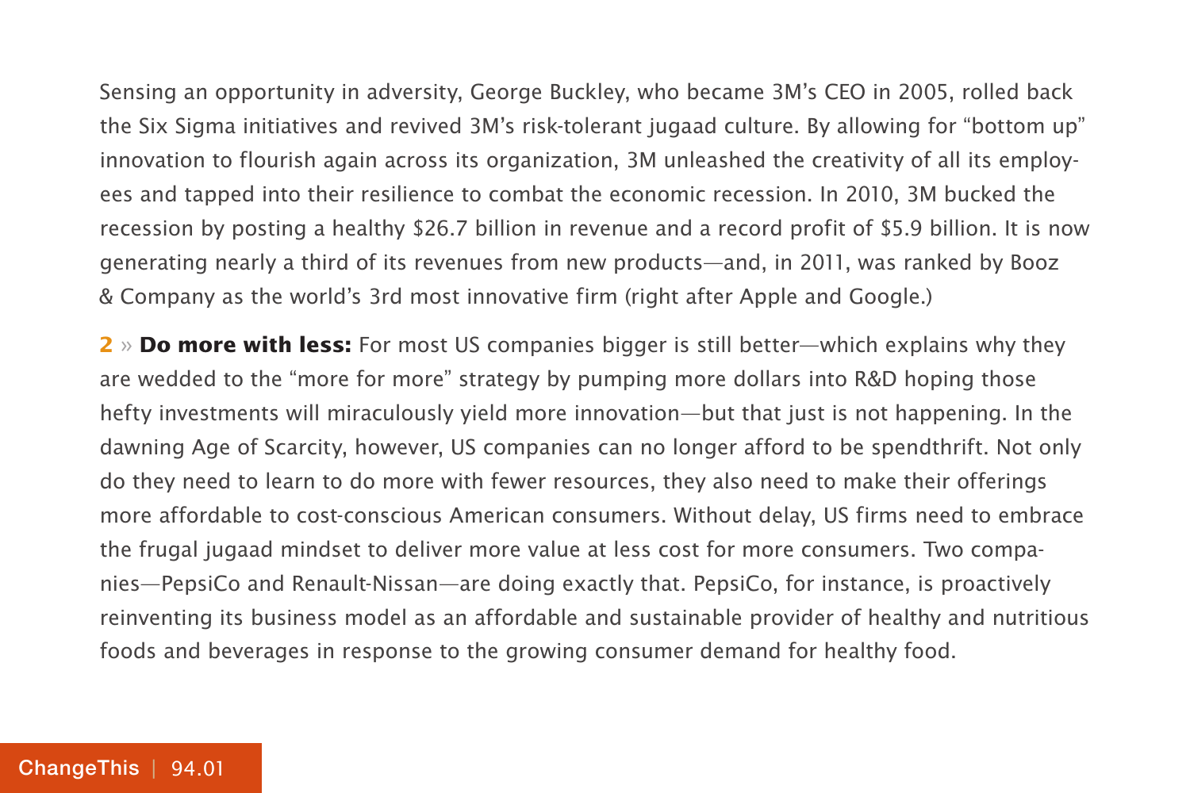Sensing an opportunity in adversity, George Buckley, who became 3M's CEO in 2005, rolled back the Six Sigma initiatives and revived 3M's risk-tolerant jugaad culture. By allowing for "bottom up" innovation to flourish again across its organization, 3M unleashed the creativity of all its employees and tapped into their resilience to combat the economic recession. In 2010, 3M bucked the recession by posting a healthy $26.7 billion in revenue and a record profit of $5.9 billion. It is now generating nearly a third of its revenues from new products—and, in 2011, was ranked by Booz & Company as the world's 3rd most innovative firm (right after Apple and Google.)

**2 » Do more with less:** For most US companies bigger is still better—which explains why they are wedded to the "more for more" strategy by pumping more dollars into R&D hoping those hefty investments will miraculously yield more innovation—but that just is not happening. In the dawning Age of Scarcity, however, US companies can no longer afford to be spendthrift. Not only do they need to learn to do more with fewer resources, they also need to make their offerings more affordable to cost-conscious American consumers. Without delay, US firms need to embrace the frugal jugaad mindset to deliver more value at less cost for more consumers. Two companies—PepsiCo and Renault-Nissan—are doing exactly that. PepsiCo, for instance, is proactively reinventing its business model as an affordable and sustainable provider of healthy and nutritious foods and beverages in response to the growing consumer demand for healthy food.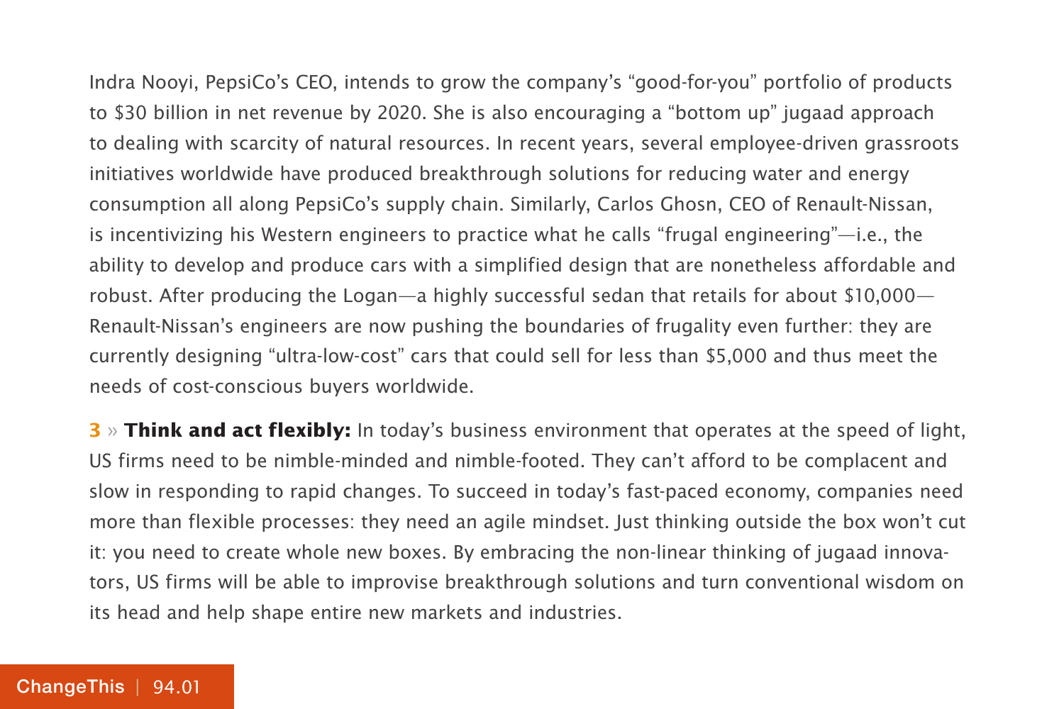Indra Nooyi, PepsiCo's CEO, intends to grow the company's "good-for-you" portfolio of products to $30 billion in net revenue by 2020. She is also encouraging a "bottom up" jugaad approach to dealing with scarcity of natural resources. In recent years, several employee-driven grassroots initiatives worldwide have produced breakthrough solutions for reducing water and energy consumption all along PepsiCo's supply chain. Similarly, Carlos Ghosn, CEO of Renault-Nissan, is incentivizing his Western engineers to practice what he calls "frugal engineering"—i.e., the ability to develop and produce cars with a simplified design that are nonetheless affordable and robust. After producing the Logan—a highly successful sedan that retails for about $10,000—Renault-Nissan's engineers are now pushing the boundaries of frugality even further: they are currently designing "ultra-low-cost" cars that could sell for less than $5,000 and thus meet the needs of cost-conscious buyers worldwide.

**3** » **Think and act flexibly:** In today's business environment that operates at the speed of light, US firms need to be nimble-minded and nimble-footed. They can't afford to be complacent and slow in responding to rapid changes. To succeed in today's fast-paced economy, companies need more than flexible processes: they need an agile mindset. Just thinking outside the box won't cut it: you need to create whole new boxes. By embracing the non-linear thinking of jugaad innovators, US firms will be able to improvise breakthrough solutions and turn conventional wisdom on its head and help shape entire new markets and industries.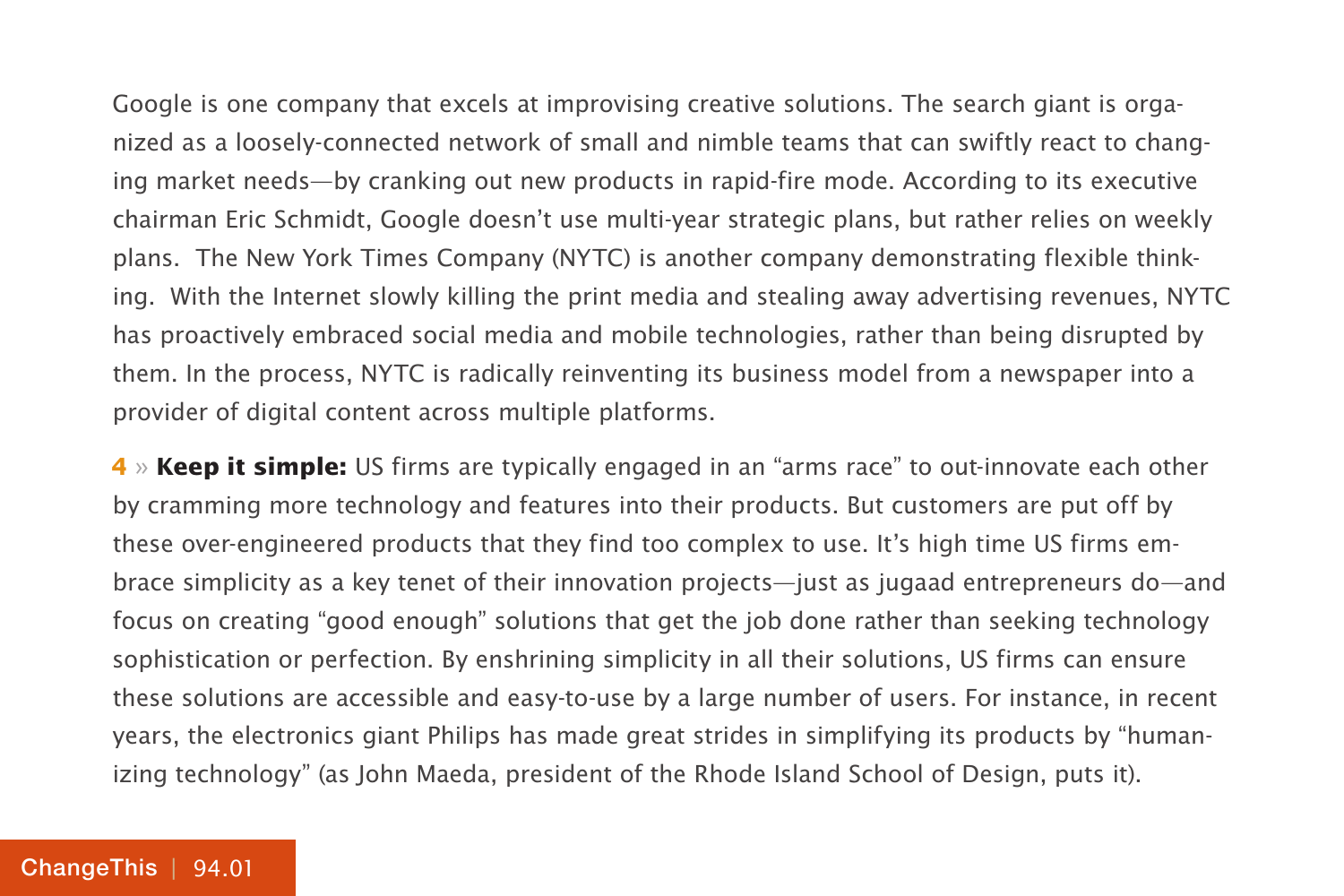Google is one company that excels at improvising creative solutions. The search giant is organized as a loosely-connected network of small and nimble teams that can swiftly react to changing market needs—by cranking out new products in rapid-fire mode. According to its executive chairman Eric Schmidt, Google doesn't use multi-year strategic plans, but rather relies on weekly plans. The New York Times Company (NYTC) is another company demonstrating flexible thinking. With the Internet slowly killing the print media and stealing away advertising revenues, NYTC has proactively embraced social media and mobile technologies, rather than being disrupted by them. In the process, NYTC is radically reinventing its business model from a newspaper into a provider of digital content across multiple platforms.

**4** » **Keep it simple:** US firms are typically engaged in an "arms race" to out-innovate each other by cramming more technology and features into their products. But customers are put off by these over-engineered products that they find too complex to use. It's high time US firms embrace simplicity as a key tenet of their innovation projects—just as jugaad entrepreneurs do—and focus on creating "good enough" solutions that get the job done rather than seeking technology sophistication or perfection. By enshrining simplicity in all their solutions, US firms can ensure these solutions are accessible and easy-to-use by a large number of users. For instance, in recent years, the electronics giant Philips has made great strides in simplifying its products by "humanizing technology" (as John Maeda, president of the Rhode Island School of Design, puts it).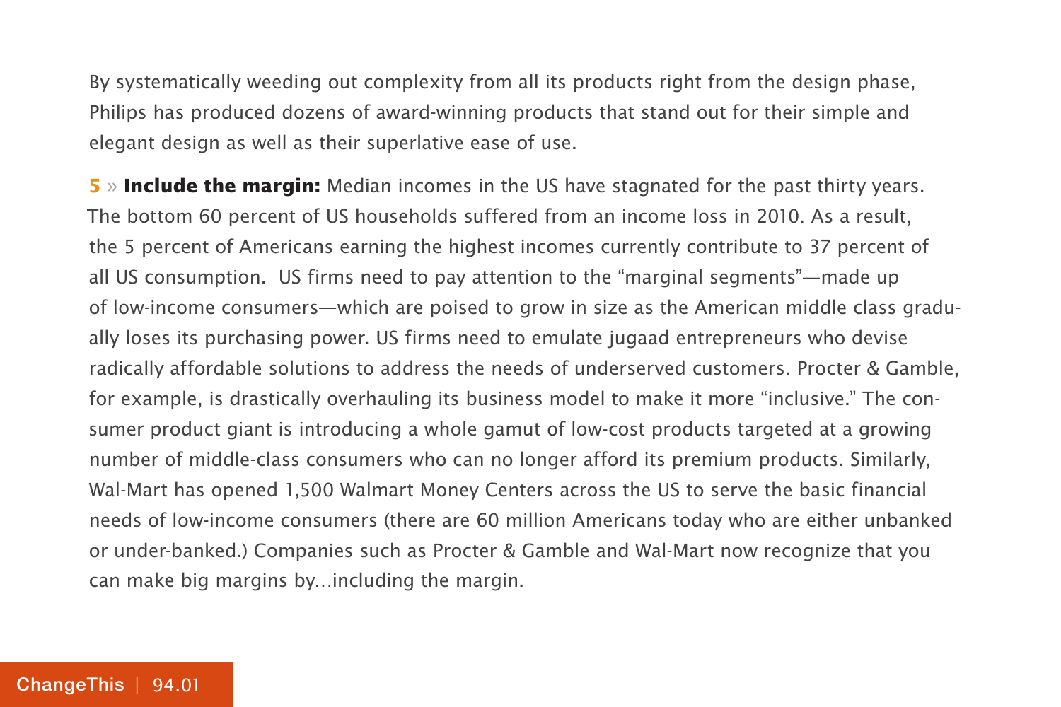By systematically weeding out complexity from all its products right from the design phase, Philips has produced dozens of award-winning products that stand out for their simple and elegant design as well as their superlative ease of use.

**5 » Include the margin:** Median incomes in the US have stagnated for the past thirty years. The bottom 60 percent of US households suffered from an income loss in 2010. As a result, the 5 percent of Americans earning the highest incomes currently contribute to 37 percent of all US consumption. US firms need to pay attention to the "marginal segments"—made up of low-income consumers—which are poised to grow in size as the American middle class gradually loses its purchasing power. US firms need to emulate jugaad entrepreneurs who devise radically affordable solutions to address the needs of underserved customers. Procter & Gamble, for example, is drastically overhauling its business model to make it more "inclusive." The consumer product giant is introducing a whole gamut of low-cost products targeted at a growing number of middle-class consumers who can no longer afford its premium products. Similarly, Wal-Mart has opened 1,500 Walmart Money Centers across the US to serve the basic financial needs of low-income consumers (there are 60 million Americans today who are either unbanked or under-banked.) Companies such as Procter & Gamble and Wal-Mart now recognize that you can make big margins by…including the margin.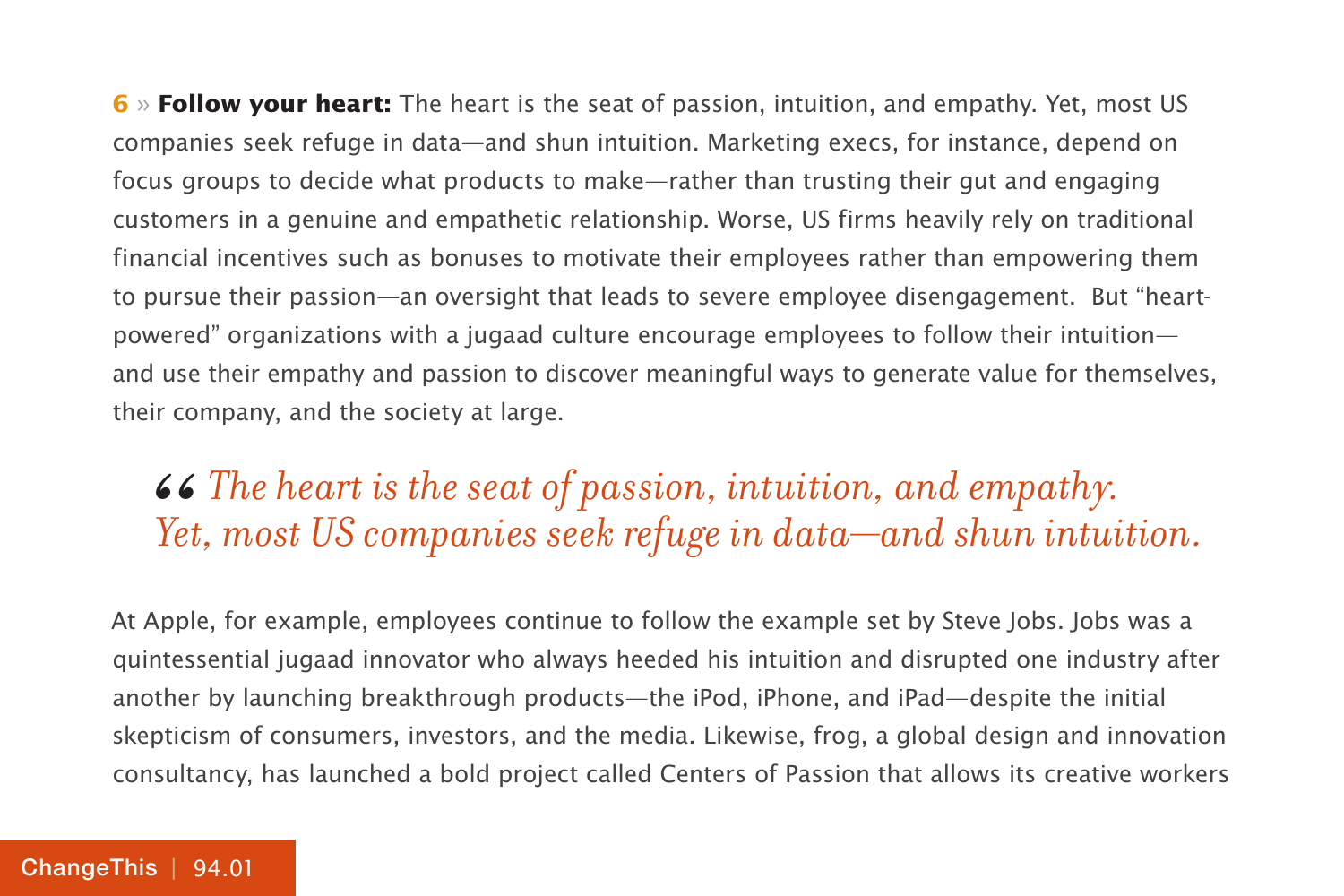**6 » Follow your heart:** The heart is the seat of passion, intuition, and empathy. Yet, most US companies seek refuge in data—and shun intuition. Marketing execs, for instance, depend on focus groups to decide what products to make—rather than trusting their gut and engaging customers in a genuine and empathetic relationship. Worse, US firms heavily rely on traditional financial incentives such as bonuses to motivate their employees rather than empowering them to pursue their passion—an oversight that leads to severe employee disengagement. But "heart-powered" organizations with a jugaad culture encourage employees to follow their intuition—and use their empathy and passion to discover meaningful ways to generate value for themselves, their company, and the society at large.

> *"The heart is the seat of passion, intuition, and empathy. Yet, most US companies seek refuge in data—and shun intuition.*

At Apple, for example, employees continue to follow the example set by Steve Jobs. Jobs was a quintessential jugaad innovator who always heeded his intuition and disrupted one industry after another by launching breakthrough products—the iPod, iPhone, and iPad—despite the initial skepticism of consumers, investors, and the media. Likewise, frog, a global design and innovation consultancy, has launched a bold project called Centers of Passion that allows its creative workers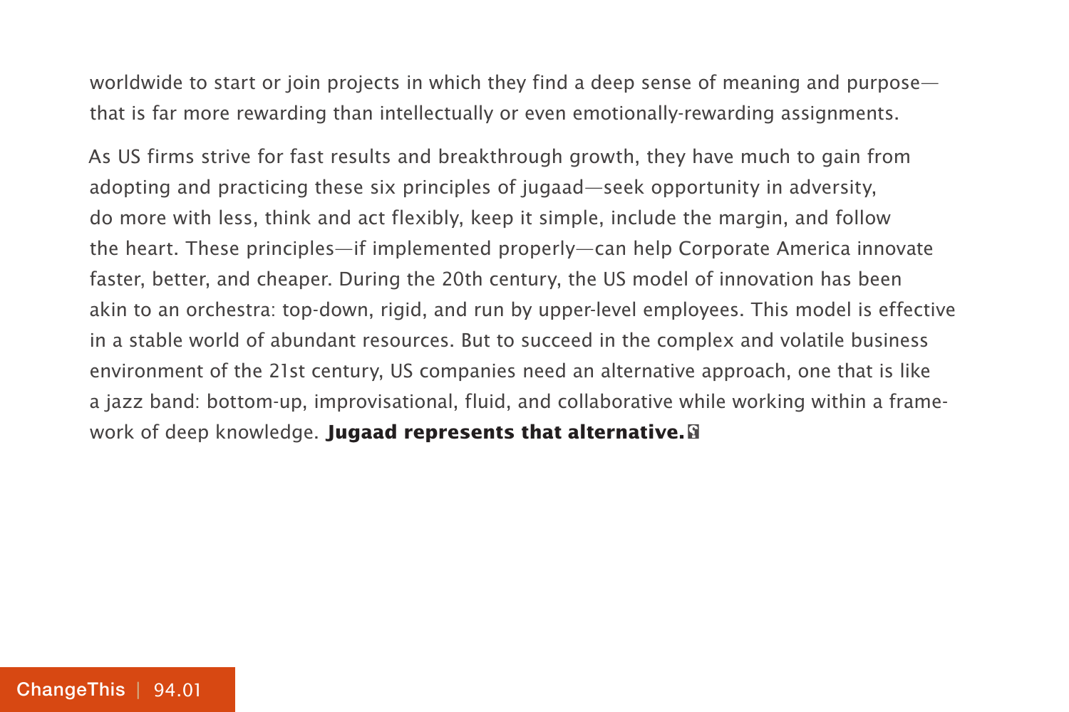worldwide to start or join projects in which they find a deep sense of meaning and purpose—that is far more rewarding than intellectually or even emotionally-rewarding assignments.

As US firms strive for fast results and breakthrough growth, they have much to gain from adopting and practicing these six principles of jugaad—seek opportunity in adversity, do more with less, think and act flexibly, keep it simple, include the margin, and follow the heart. These principles—if implemented properly—can help Corporate America innovate faster, better, and cheaper. During the 20th century, the US model of innovation has been akin to an orchestra: top-down, rigid, and run by upper-level employees. This model is effective in a stable world of abundant resources. But to succeed in the complex and volatile business environment of the 21st century, US companies need an alternative approach, one that is like a jazz band: bottom-up, improvisational, fluid, and collaborative while working within a framework of deep knowledge. **Jugaad represents that alternative.**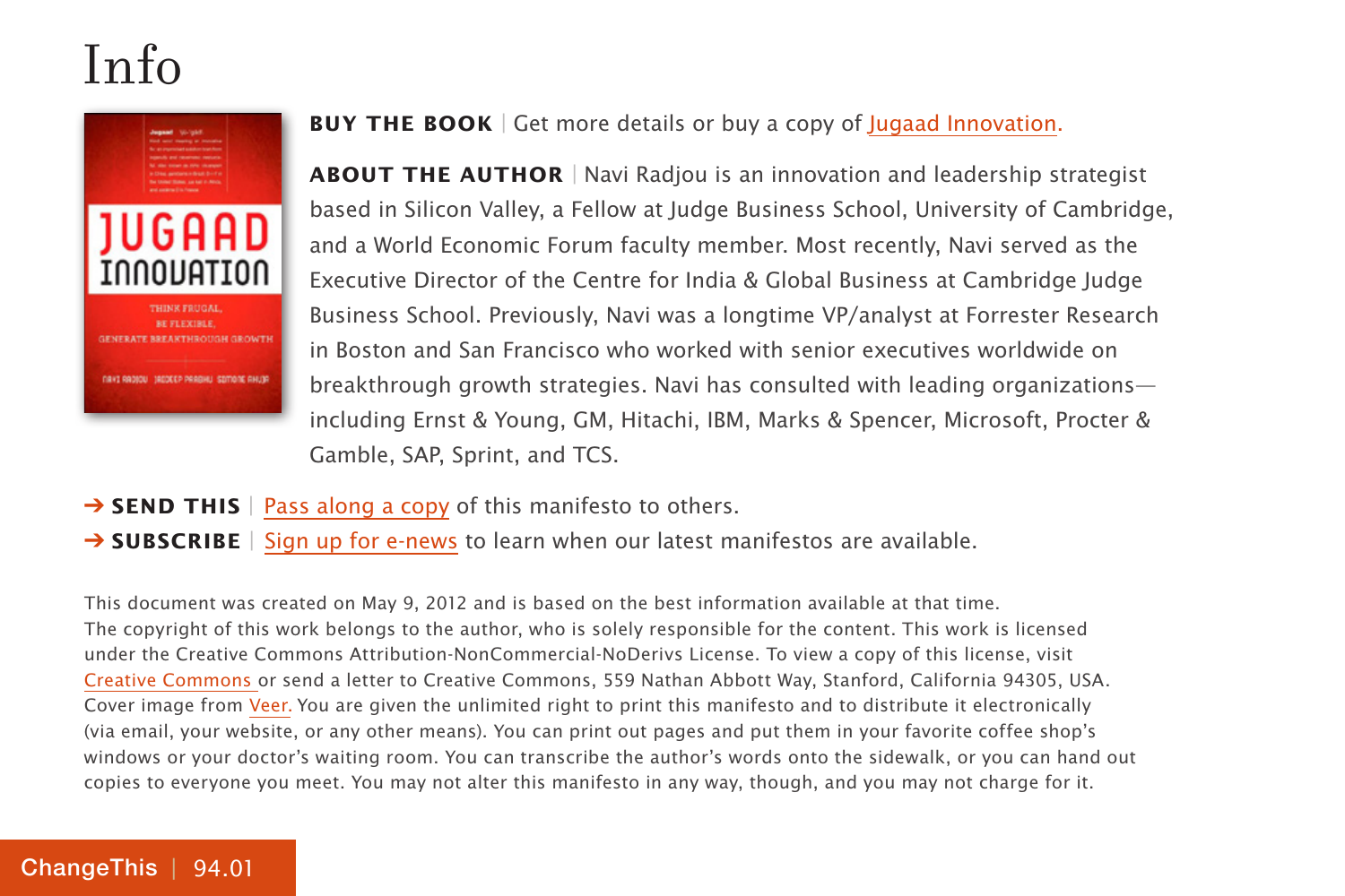# Info

**BUY THE BOOK** | Get more details or buy a copy of Jugaad Innovation.

**ABOUT THE AUTHOR** | Navi Radjou is an innovation and leadership strategist based in Silicon Valley, a Fellow at Judge Business School, University of Cambridge, and a World Economic Forum faculty member. Most recently, Navi served as the Executive Director of the Centre for India & Global Business at Cambridge Judge Business School. Previously, Navi was a longtime VP/analyst at Forrester Research in Boston and San Francisco who worked with senior executives worldwide on breakthrough growth strategies. Navi has consulted with leading organizations—including Ernst & Young, GM, Hitachi, IBM, Marks & Spencer, Microsoft, Procter & Gamble, SAP, Sprint, and TCS.

➔ **SEND THIS** | Pass along a copy of this manifesto to others.

➔ **SUBSCRIBE** | Sign up for e-news to learn when our latest manifestos are available.

This document was created on May 9, 2012 and is based on the best information available at that time. The copyright of this work belongs to the author, who is solely responsible for the content. This work is licensed under the Creative Commons Attribution-NonCommercial-NoDerivs License. To view a copy of this license, visit Creative Commons or send a letter to Creative Commons, 559 Nathan Abbott Way, Stanford, California 94305, USA. Cover image from Veer. You are given the unlimited right to print this manifesto and to distribute it electronically (via email, your website, or any other means). You can print out pages and put them in your favorite coffee shop's windows or your doctor's waiting room. You can transcribe the author's words onto the sidewalk, or you can hand out copies to everyone you meet. You may not alter this manifesto in any way, though, and you may not charge for it.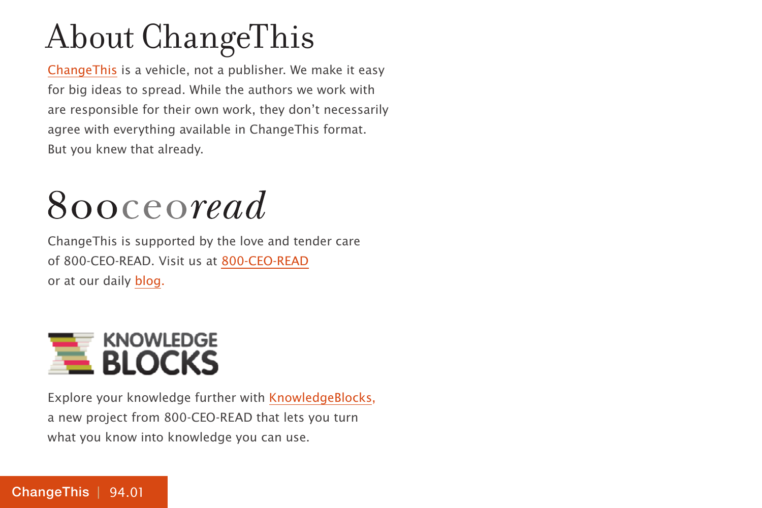# About ChangeThis

ChangeThis is a vehicle, not a publisher. We make it easy for big ideas to spread. While the authors we work with are responsible for their own work, they don't necessarily agree with everything available in ChangeThis format. But you knew that already.

# 800ceoread

ChangeThis is supported by the love and tender care of 800-CEO-READ. Visit us at 800-CEO-READ or at our daily blog.

# KNOWLEDGE BLOCKS

Explore your knowledge further with KnowledgeBlocks, a new project from 800-CEO-READ that lets you turn what you know into knowledge you can use.